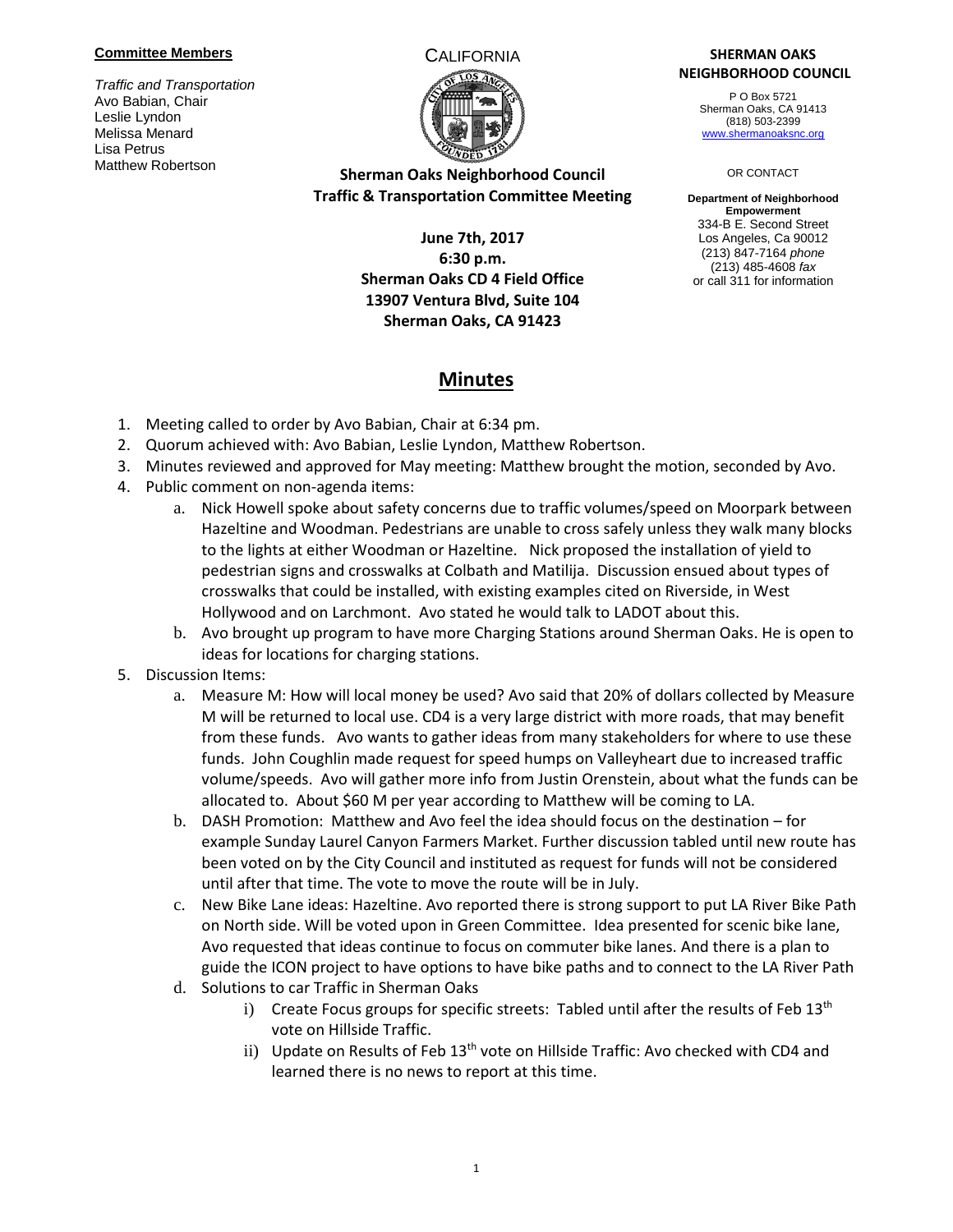**Committee Members**

*Traffic and Transportation*
Avo Babian, Chair
Leslie Lyndon
Melissa Menard
Lisa Petrus
Matthew Robertson

CALIFORNIA

**Sherman Oaks Neighborhood Council**
**Traffic & Transportation Committee Meeting**

**June 7th, 2017**
**6:30 p.m.**
**Sherman Oaks CD 4 Field Office**
**13907 Ventura Blvd, Suite 104**
**Sherman Oaks, CA 91423**

**SHERMAN OAKS NEIGHBORHOOD COUNCIL**

P O Box 5721
Sherman Oaks, CA 91413
(818) 503-2399
www.shermanoaksnc.org

OR CONTACT

**Department of Neighborhood Empowerment**
334-B E. Second Street
Los Angeles, Ca 90012
(213) 847-7164 *phone*
(213) 485-4608 *fax*
or call 311 for information

# Minutes

1. Meeting called to order by Avo Babian, Chair at 6:34 pm.
2. Quorum achieved with: Avo Babian, Leslie Lyndon, Matthew Robertson.
3. Minutes reviewed and approved for May meeting: Matthew brought the motion, seconded by Avo.
4. Public comment on non-agenda items:
    a. Nick Howell spoke about safety concerns due to traffic volumes/speed on Moorpark between Hazeltine and Woodman. Pedestrians are unable to cross safely unless they walk many blocks to the lights at either Woodman or Hazeltine. Nick proposed the installation of yield to pedestrian signs and crosswalks at Colbath and Matilija. Discussion ensued about types of crosswalks that could be installed, with existing examples cited on Riverside, in West Hollywood and on Larchmont. Avo stated he would talk to LADOT about this.
    b. Avo brought up program to have more Charging Stations around Sherman Oaks. He is open to ideas for locations for charging stations.
5. Discussion Items:
    a. Measure M: How will local money be used? Avo said that 20% of dollars collected by Measure M will be returned to local use. CD4 is a very large district with more roads, that may benefit from these funds. Avo wants to gather ideas from many stakeholders for where to use these funds. John Coughlin made request for speed humps on Valleyheart due to increased traffic volume/speeds. Avo will gather more info from Justin Orenstein, about what the funds can be allocated to. About $60 M per year according to Matthew will be coming to LA.
    b. DASH Promotion: Matthew and Avo feel the idea should focus on the destination – for example Sunday Laurel Canyon Farmers Market. Further discussion tabled until new route has been voted on by the City Council and instituted as request for funds will not be considered until after that time. The vote to move the route will be in July.
    c. New Bike Lane ideas: Hazeltine. Avo reported there is strong support to put LA River Bike Path on North side. Will be voted upon in Green Committee. Idea presented for scenic bike lane, Avo requested that ideas continue to focus on commuter bike lanes. And there is a plan to guide the ICON project to have options to have bike paths and to connect to the LA River Path
    d. Solutions to car Traffic in Sherman Oaks
        i) Create Focus groups for specific streets: Tabled until after the results of Feb 13th vote on Hillside Traffic.
        ii) Update on Results of Feb 13th vote on Hillside Traffic: Avo checked with CD4 and learned there is no news to report at this time.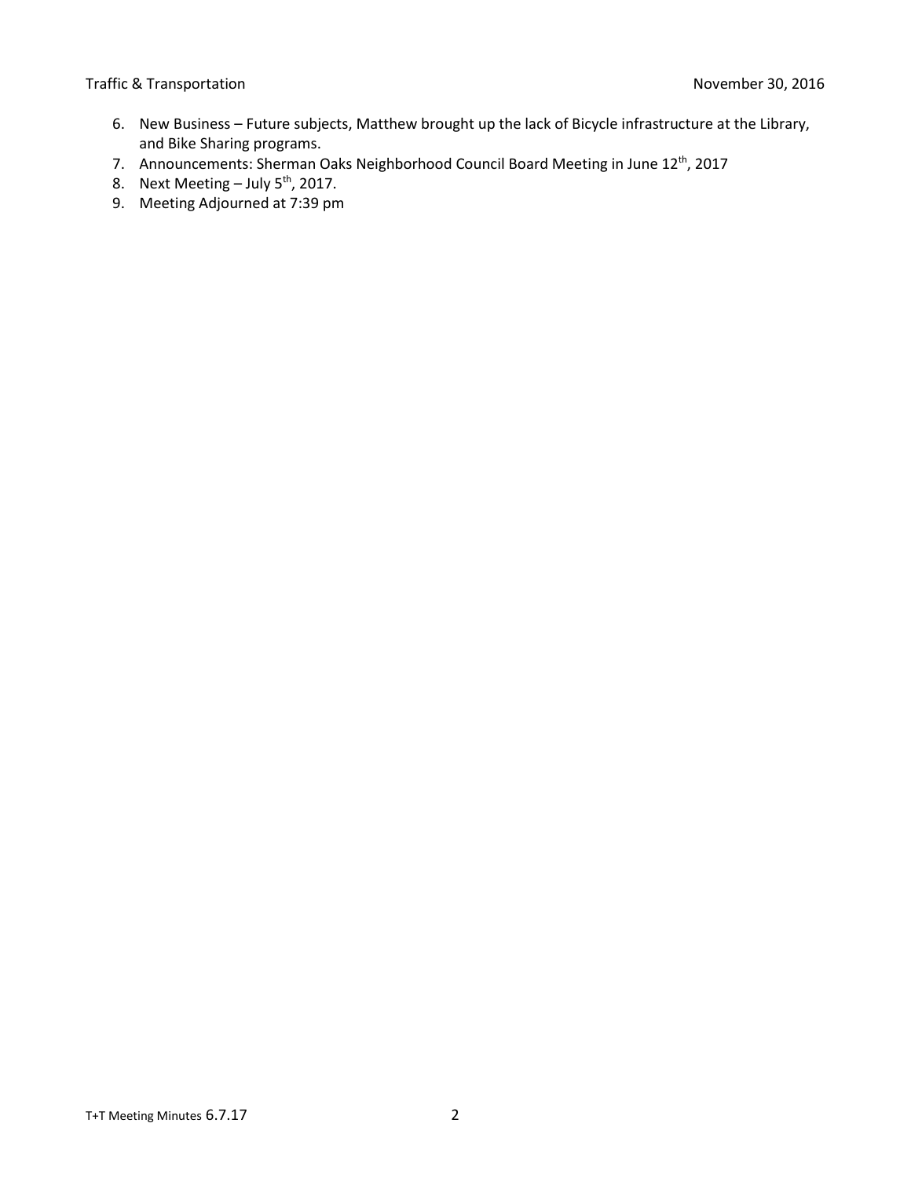6. New Business – Future subjects, Matthew brought up the lack of Bicycle infrastructure at the Library, and Bike Sharing programs.
7. Announcements: Sherman Oaks Neighborhood Council Board Meeting in June 12th, 2017
8. Next Meeting – July 5th, 2017.
9. Meeting Adjourned at 7:39 pm